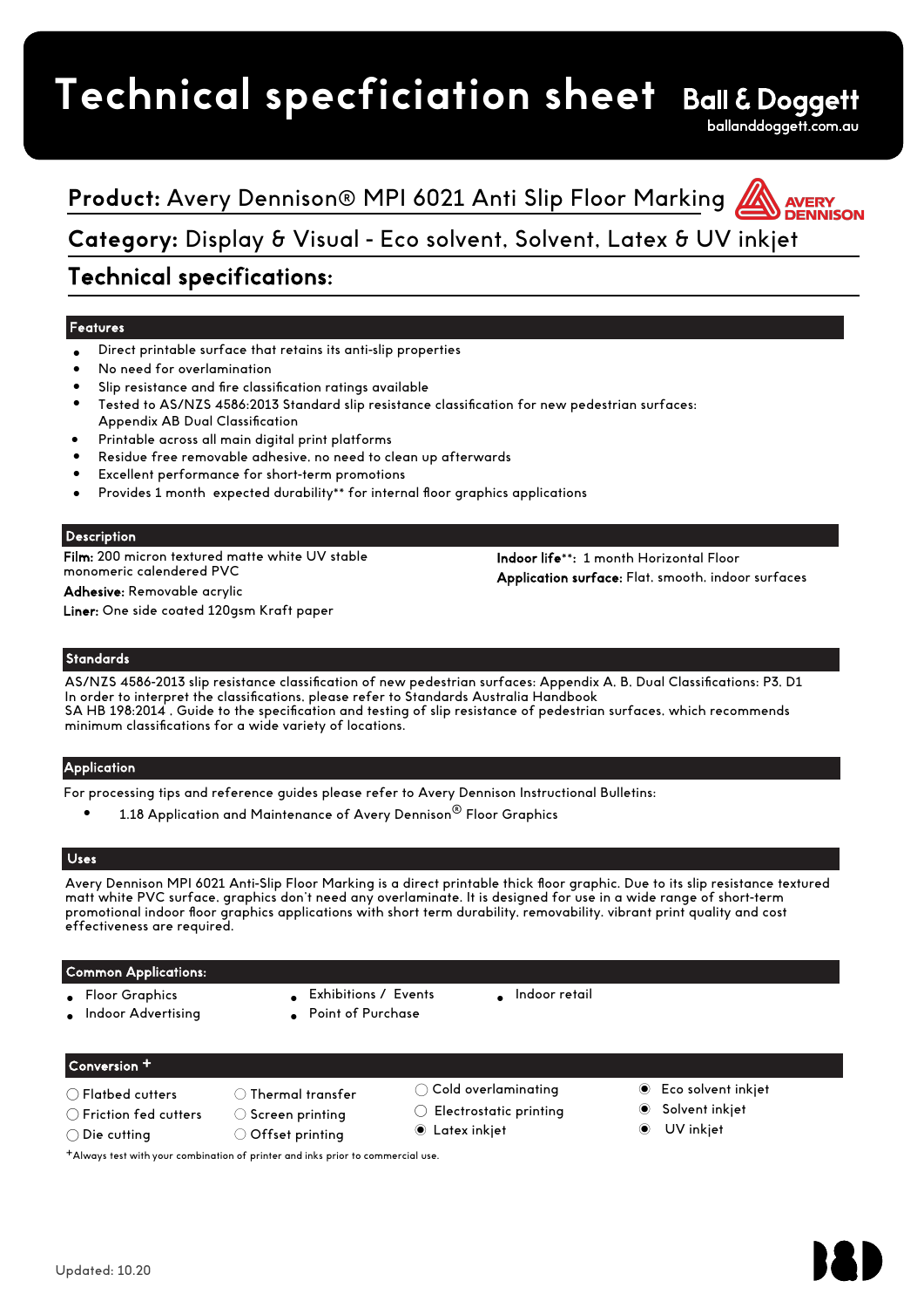# Technical specficiation sheet

**Ball & Doggett**
balldoggett.com.au

## **Product:** Avery Dennison® MPI 6021 Anti Slip Floor Marking

## **Category:** Display & Visual - Eco solvent, Solvent, Latex & UV inkjet

## Technical specifications:

### Features

- Direct printable surface that retains its anti-slip properties
- No need for overlamination
- Slip resistance and fire classification ratings available
- Tested to AS/NZS 4586:2013 Standard slip resistance classification for new pedestrian surfaces: Appendix AB Dual Classification
- Printable across all main digital print platforms
- Residue free removable adhesive, no need to clean up afterwards
- Excellent performance for short-term promotions
- Provides 1 month expected durability** for internal floor graphics applications

### Description

**Film:** 200 micron textured matte white UV stable monomeric calendered PVC

**Adhesive:** Removable acrylic

**Liner:** One side coated 120gsm Kraft paper

**Indoor life****: 1 month Horizontal Floor

**Application surface:** Flat, smooth, indoor surfaces

### Standards

AS/NZS 4586-2013 slip resistance classification of new pedestrian surfaces: Appendix A, B, Dual Classifications: P3, D1
In order to interpret the classifications, please refer to Standards Australia Handbook
SA HB 198:2014 , Guide to the specification and testing of slip resistance of pedestrian surfaces, which recommends minimum classifications for a wide variety of locations.

### Application

For processing tips and reference guides please refer to Avery Dennison Instructional Bulletins:

- 1.18 Application and Maintenance of Avery Dennison® Floor Graphics

### Uses

Avery Dennison MPI 6021 Anti-Slip Floor Marking is a direct printable thick floor graphic. Due to its slip resistance textured matt white PVC surface, graphics don't need any overlaminate. It is designed for use in a wide range of short-term promotional indoor floor graphics applications with short term durability, removability, vibrant print quality and cost effectiveness are required.

### Common Applications:

- Floor Graphics
- Indoor Advertising
- Exhibitions / Events
- Point of Purchase
- Indoor retail

### Conversion +

- ○ Flatbed cutters
- ○ Friction fed cutters
- ○ Die cutting
- ○ Thermal transfer
- ○ Screen printing
- ○ Offset printing
- ○ Cold overlaminating
- ○ Electrostatic printing
- ● Latex inkjet
- ● Eco solvent inkjet
- ● Solvent inkjet
- ● UV inkjet

+Always test with your combination of printer and inks prior to commercial use.

Updated: 10.20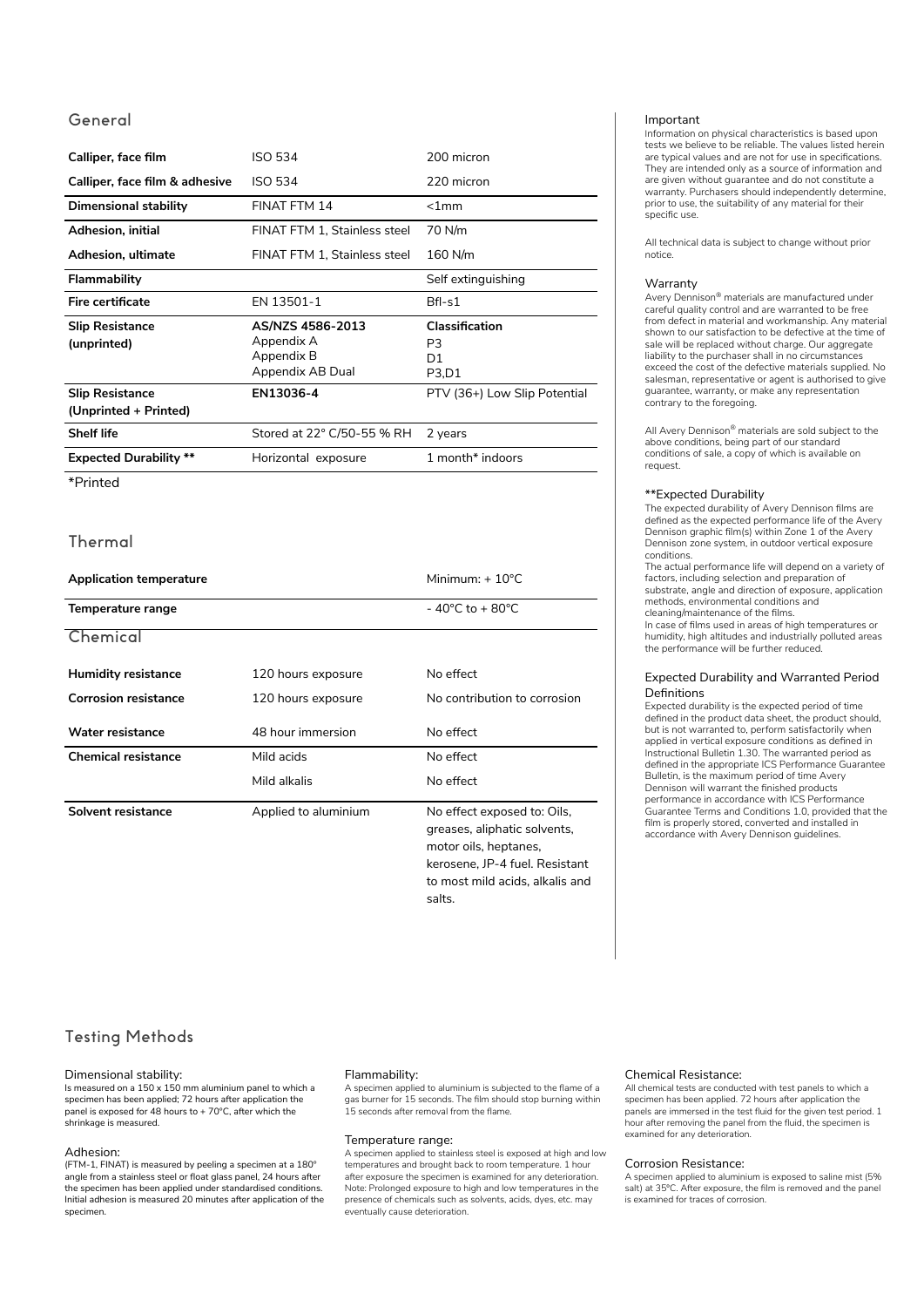## General

| | | |
|---|---|---|
| **Calliper, face film** | ISO 534 | 200 micron |
| **Calliper, face film & adhesive** | ISO 534 | 220 micron |
| **Dimensional stability** | FINAT FTM 14 | <1mm |
| **Adhesion, initial** | FINAT FTM 1, Stainless steel | 70 N/m |
| **Adhesion, ultimate** | FINAT FTM 1, Stainless steel | 160 N/m |
| **Flammability** | | Self extinguishing |
| **Fire certificate** | EN 13501-1 | Bfl-s1 |
| **Slip Resistance (unprinted)** | **AS/NZS 4586-2013**<br>Appendix A<br>Appendix B<br>Appendix AB Dual | **Classification**<br>P3<br>D1<br>P3,D1 |
| **Slip Resistance (Unprinted + Printed)** | **EN13036-4** | PTV (36+) Low Slip Potential |
| **Shelf life** | Stored at 22° C/50-55 % RH | 2 years |
| **Expected Durability \*\*** | Horizontal exposure | 1 month* indoors |

*Printed

## Thermal

| | | |
|---|---|---|
| **Application temperature** | | Minimum: + 10°C |
| **Temperature range** | | - 40°C to + 80°C |

## Chemical

| | | |
|---|---|---|
| **Humidity resistance** | 120 hours exposure | No effect |
| **Corrosion resistance** | 120 hours exposure | No contribution to corrosion |
| **Water resistance** | 48 hour immersion | No effect |
| **Chemical resistance** | Mild acids | No effect |
| | Mild alkalis | No effect |
| **Solvent resistance** | Applied to aluminium | No effect exposed to: Oils, greases, aliphatic solvents, motor oils, heptanes, kerosene, JP-4 fuel. Resistant to most mild acids, alkalis and salts. |

### Important

Information on physical characteristics is based upon tests we believe to be reliable. The values listed herein are typical values and are not for use in specifications. They are intended only as a source of information and are given without guarantee and do not constitute a warranty. Purchasers should independently determine, prior to use, the suitability of any material for their specific use.

All technical data is subject to change without prior notice.

### Warranty

Avery Dennison® materials are manufactured under careful quality control and are warranted to be free from defect in material and workmanship. Any material shown to our satisfaction to be defective at the time of sale will be replaced without charge. Our aggregate liability to the purchaser shall in no circumstances exceed the cost of the defective materials supplied. No salesman, representative or agent is authorised to give guarantee, warranty, or make any representation contrary to the foregoing.

All Avery Dennison® materials are sold subject to the above conditions, being part of our standard conditions of sale, a copy of which is available on request.

### **Expected Durability

The expected durability of Avery Dennison films are defined as the expected performance life of the Avery Dennison graphic film(s) within Zone 1 of the Avery Dennison zone system, in outdoor vertical exposure conditions.

The actual performance life will depend on a variety of factors, including selection and preparation of substrate, angle and direction of exposure, application methods, environmental conditions and cleaning/maintenance of the films.

In case of films used in areas of high temperatures or humidity, high altitudes and industrially polluted areas the performance will be further reduced.

### Expected Durability and Warranted Period Definitions

Expected durability is the expected period of time defined in the product data sheet, the product should, but is not warranted to, perform satisfactorily when applied in vertical exposure conditions as defined in Instructional Bulletin 1.30. The warranted period as defined in the appropriate ICS Performance Guarantee Bulletin, is the maximum period of time Avery Dennison will warrant the finished products performance in accordance with ICS Performance Guarantee Terms and Conditions 1.0, provided that the film is properly stored, converted and installed in accordance with Avery Dennison guidelines.

## Testing Methods

### Dimensional stability:

Is measured on a 150 x 150 mm aluminium panel to which a specimen has been applied; 72 hours after application the panel is exposed for 48 hours to + 70°C, after which the shrinkage is measured.

### Adhesion:

(FTM-1, FINAT) is measured by peeling a specimen at a 180° angle from a stainless steel or float glass panel, 24 hours after the specimen has been applied under standardised conditions. Initial adhesion is measured 20 minutes after application of the specimen.

### Flammability:

A specimen applied to aluminium is subjected to the flame of a gas burner for 15 seconds. The film should stop burning within 15 seconds after removal from the flame.

### Temperature range:

A specimen applied to stainless steel is exposed at high and low temperatures and brought back to room temperature. 1 hour after exposure the specimen is examined for any deterioration. Note: Prolonged exposure to high and low temperatures in the presence of chemicals such as solvents, acids, dyes, etc. may eventually cause deterioration.

### Chemical Resistance:

All chemical tests are conducted with test panels to which a specimen has been applied. 72 hours after application the panels are immersed in the test fluid for the given test period. 1 hour after removing the panel from the fluid, the specimen is examined for any deterioration.

### Corrosion Resistance:

A specimen applied to aluminium is exposed to saline mist (5% salt) at 35°C. After exposure, the film is removed and the panel is examined for traces of corrosion.